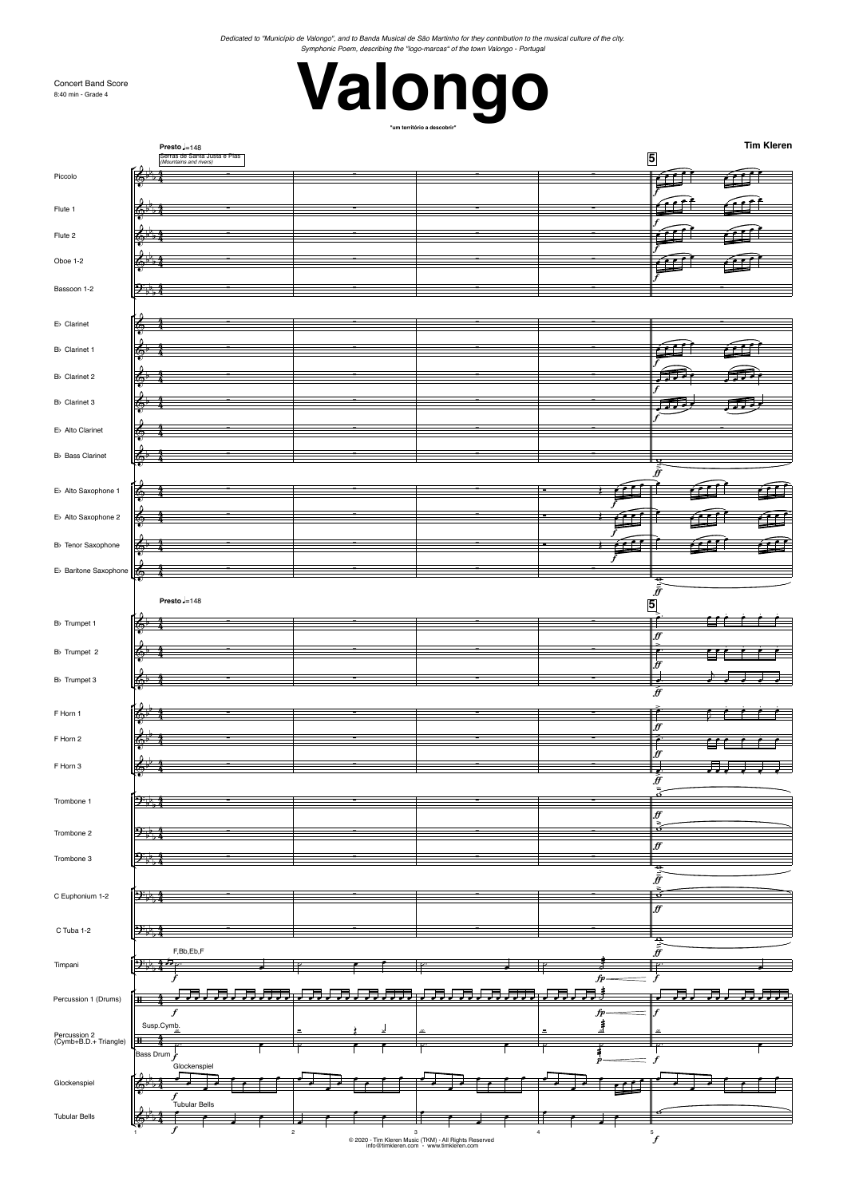*Dedicated to "Município de Valongo", and to Banda Musical de São Martinho for they contribution to the musical culture of the city.*
*Symphonic Poem, describing the "logo-marcas" of the town Valongo - Portugal*

Concert Band Score
8:40 min - Grade 4

# Valongo

"um território a descobrir"

**Tim Kleren**

**Presto** ♩=148

Serras de Santa Justa e Pias
*(Mountains and rivers)*

Piccolo
Flute 1
Flute 2
Oboe 1-2
Bassoon 1-2
E♭ Clarinet
B♭ Clarinet 1
B♭ Clarinet 2
B♭ Clarinet 3
E♭ Alto Clarinet
B♭ Bass Clarinet
E♭ Alto Saxophone 1
E♭ Alto Saxophone 2
B♭ Tenor Saxophone
E♭ Baritone Saxophone
B♭ Trumpet 1
B♭ Trumpet 2
B♭ Trumpet 3
F Horn 1
F Horn 2
F Horn 3
Trombone 1
Trombone 2
Trombone 3
C Euphonium 1-2
C Tuba 1-2
Timpani (F,Bb,Eb,F)
Percussion 1 (Drums)
Percussion 2 (Cymb+B.D.+ Triangle) — Susp.Cymb., Bass Drum
Glockenspiel
Tubular Bells

© 2020 - Tim Kleren Music (TKM) - All Rights Reserved
info@timkleren.com - www.timkleren.com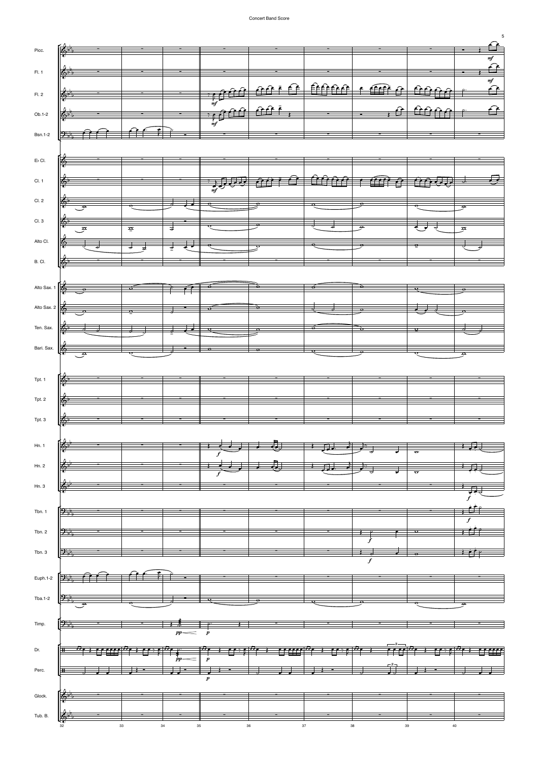Picc.

Fl. 1

Fl. 2

Ob.1-2

Bsn.1-2

E♭ Cl.

Cl. 1

Cl. 2

Cl. 3

Alto Cl.

B. Cl.

Alto Sax. 1

Alto Sax. 2

Ten. Sax.

Bari. Sax.

Tpt. 1

Tpt. 2

Tpt. 3

Hn. 1

Hn. 2

Hn. 3

Tbn. 1

Tbn. 2

Tbn. 3

Euph.1-2

Tba.1-2

Timp.

Dr.

Perc.

Glock.

Tub. B.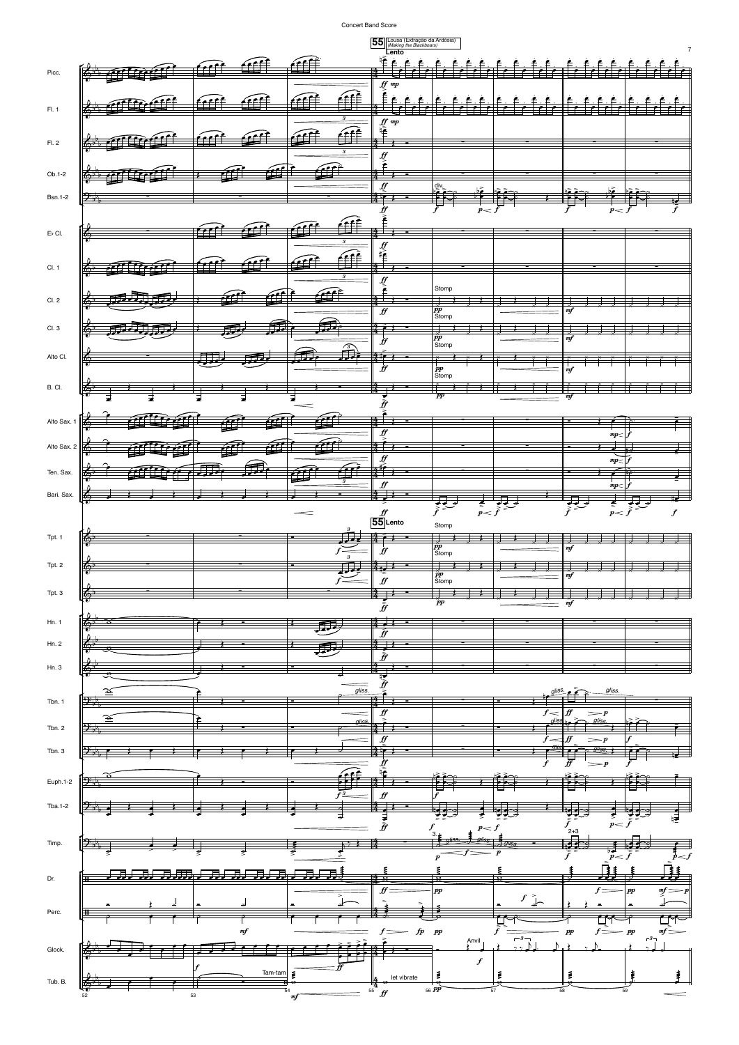**55** Lousa (Extração da Ardósia)
*(Making the Blackboars)*
**Lento**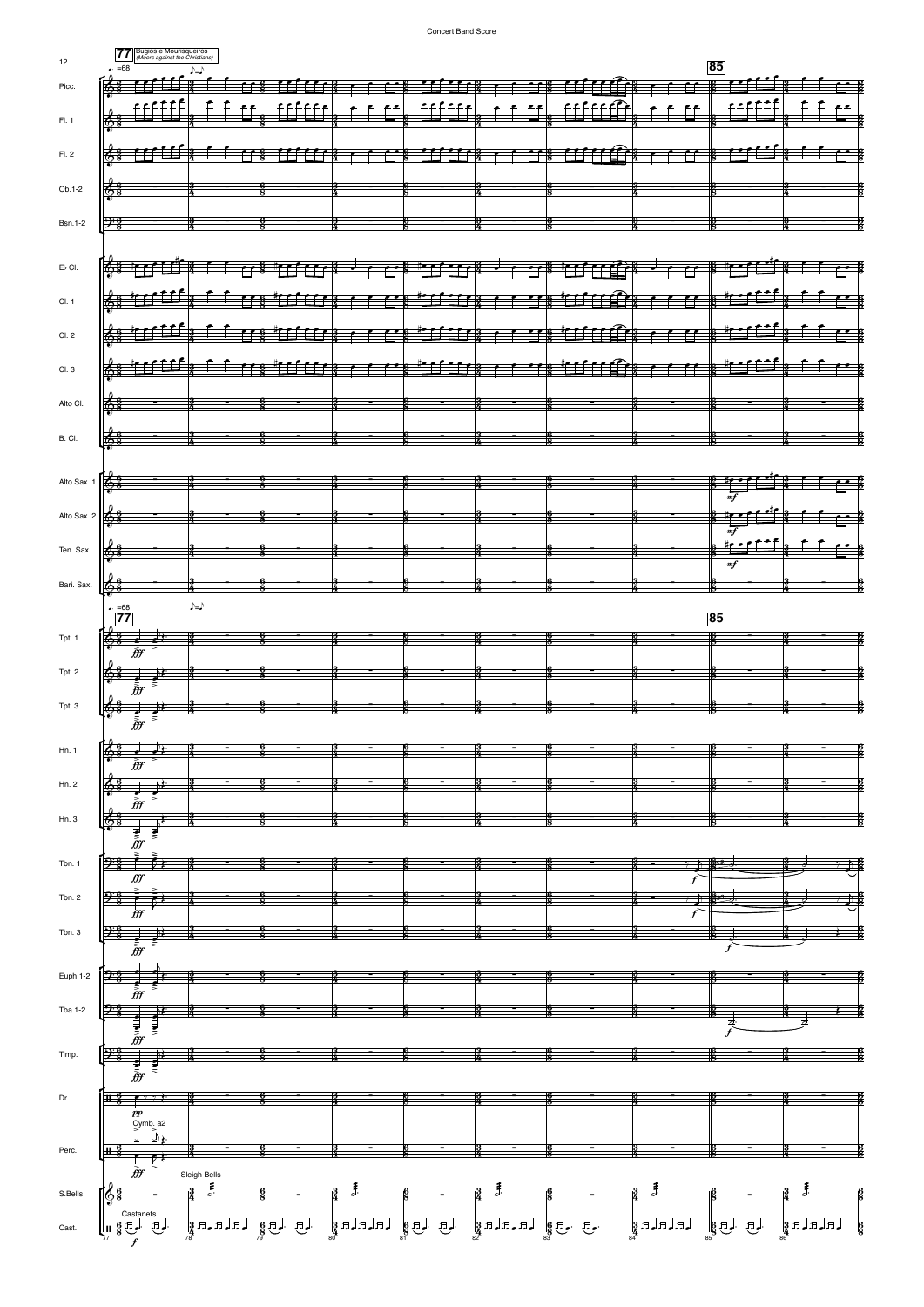77 Bugios e Mourisqueiros
(Moors against the Christians)

♩=68 ♪=♪

85

Picc.
Fl. 1
Fl. 2
Ob.1-2
Bsn.1-2
E♭ Cl.
Cl. 1
Cl. 2
Cl. 3
Alto Cl.
B. Cl.
Alto Sax. 1
Alto Sax. 2
Ten. Sax.
Bari. Sax.
Tpt. 1
Tpt. 2
Tpt. 3
Hn. 1
Hn. 2
Hn. 3
Tbn. 1
Tbn. 2
Tbn. 3
Euph.1-2
Tba.1-2
Timp.
Dr.
Cymb. a2
Perc.
Sleigh Bells
S.Bells
Castanets
Cast.

*fff* *pp* *mf* *f*

77 78 79 80 81 82 83 84 85 86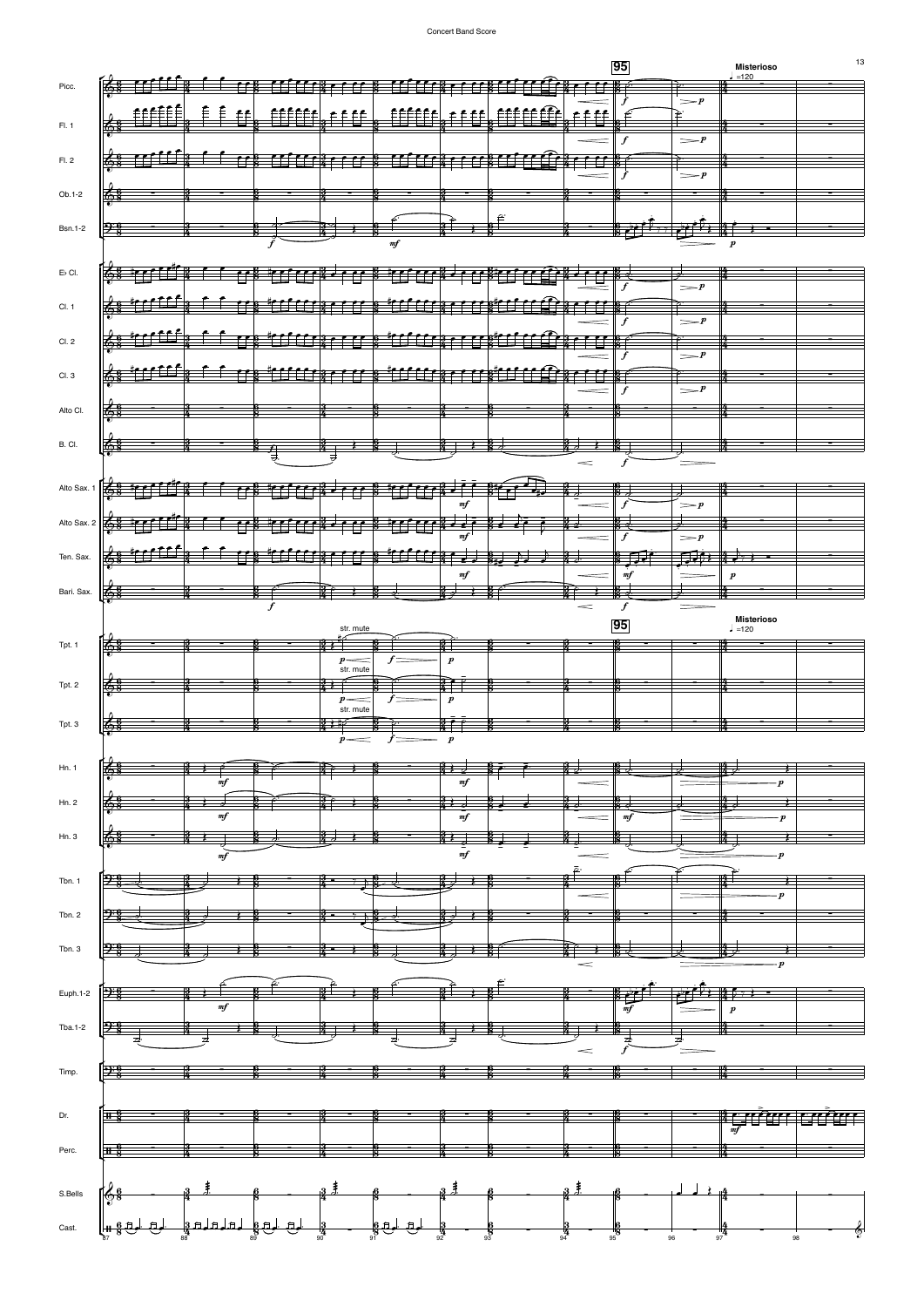Concert Band Score

95

Misterioso

♩=120

Picc.

Fl. 1

Fl. 2

Ob.1-2

Bsn.1-2

E♭ Cl.

Cl. 1

Cl. 2

Cl. 3

Alto Cl.

B. Cl.

Alto Sax. 1

Alto Sax. 2

Ten. Sax.

Bari. Sax.

95

Misterioso

♩=120

str. mute

Tpt. 1

str. mute

Tpt. 2

str. mute

Tpt. 3

Hn. 1

Hn. 2

Hn. 3

Tbn. 1

Tbn. 2

Tbn. 3

Euph.1-2

Tba.1-2

Timp.

Dr.

Perc.

S.Bells

Cast.

87 88 89 90 91 92 93 94 95 96 97 98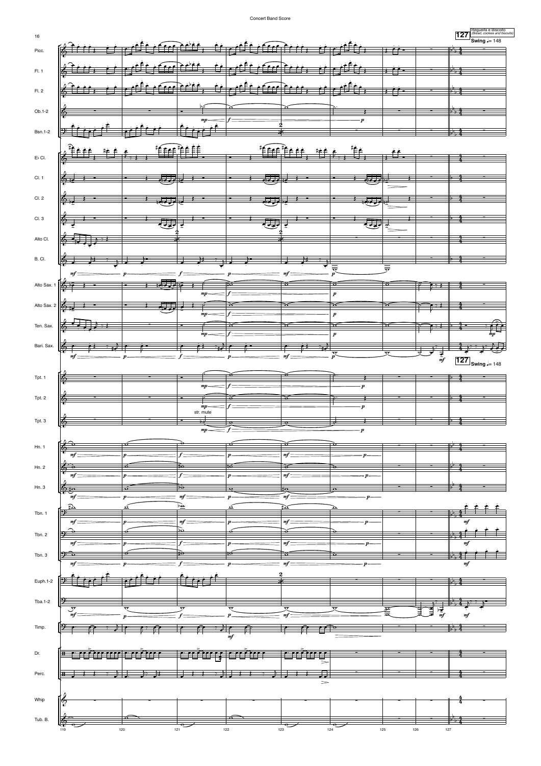127 Regueifa e Biscoito (Bread, cookies and biscuits)

**Swing** ♩= 148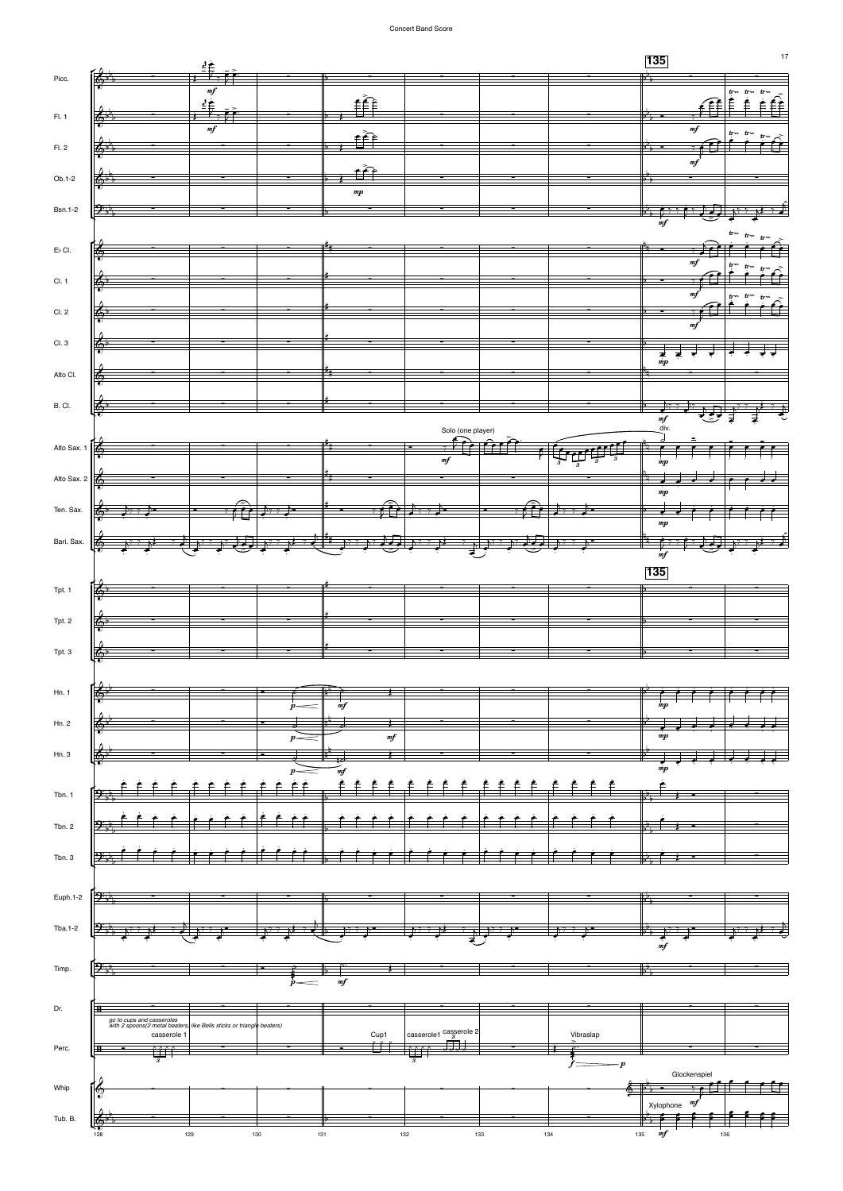Concert Band Score

**135**

Picc.

Fl. 1

Fl. 2

Ob.1-2

Bsn.1-2

E♭ Cl.

Cl. 1

Cl. 2

Cl. 3

Alto Cl.

B. Cl.

Solo (one player)

div.

Alto Sax. 1

Alto Sax. 2

Ten. Sax.

Bari. Sax.

**135**

Tpt. 1

Tpt. 2

Tpt. 3

Hn. 1

Hn. 2

Hn. 3

Tbn. 1

Tbn. 2

Tbn. 3

Euph.1-2

Tba.1-2

Timp.

Dr.

*go to cups and casseroles with 2 spoons(2 metal beaters, like Bells sticks or triangle beaters)*

casserole 1

Cup1

casserole1 casserole 2

Vibraslap

Perc.

Glockenspiel

Whip

Xylophone

Tub. B.

128 129 130 131 132 133 134 135 136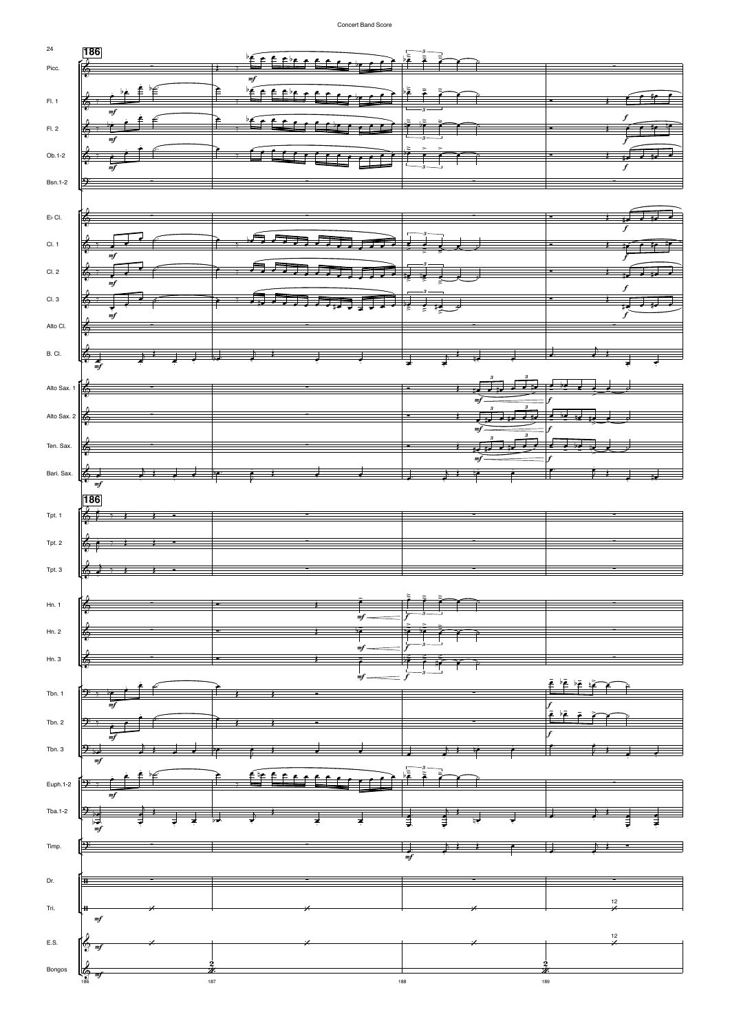**186**

Picc.

Fl. 1

Fl. 2

Ob.1-2

Bsn.1-2

E♭ Cl.

Cl. 1

Cl. 2

Cl. 3

Alto Cl.

B. Cl.

Alto Sax. 1

Alto Sax. 2

Ten. Sax.

Bari. Sax.

**186**

Tpt. 1

Tpt. 2

Tpt. 3

Hn. 1

Hn. 2

Hn. 3

Tbn. 1

Tbn. 2

Tbn. 3

Euph.1-2

Tba.1-2

Timp.

Dr.

Tri.

E.S.

Bongos

186 187 188 189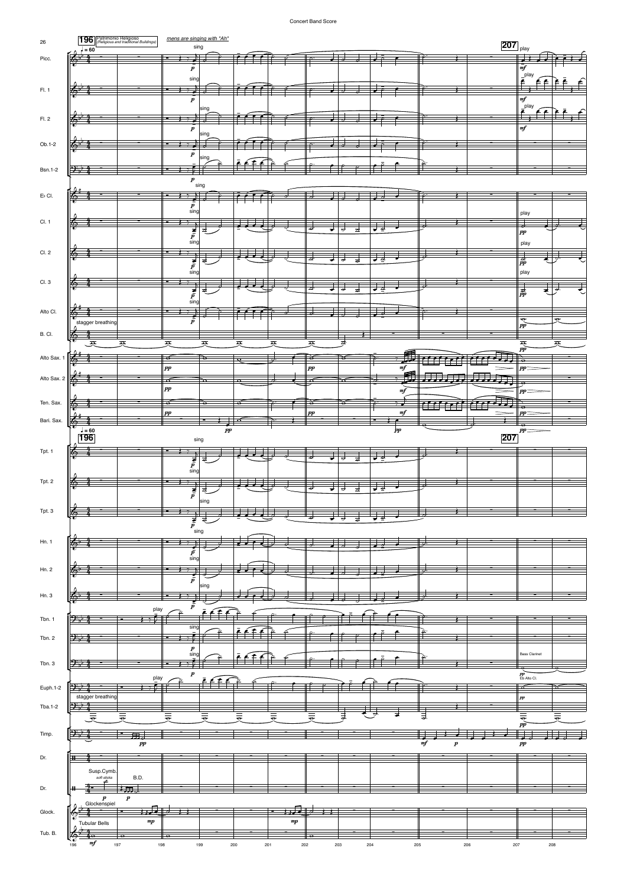196 Patrimonio Religioso (Religious and traditional Buildings)

*mens are singing with "Ah"*

♩ = 60

Picc. — sing, *p* — 207 play, *mf*

Fl. 1 — sing, *p* — play, *mf*

Fl. 2 — sing, *p* — play, *mf*

Ob.1-2 — sing, *p*

Bsn.1-2 — sing, *p*

E♭ Cl. — sing, *p*

Cl. 1 — sing, *p* — play, *pp*

Cl. 2 — sing, *p* — play, *pp*

Cl. 3 — sing, *p* — play, *pp*

Alto Cl. — sing, *p* — *pp*

B. Cl. — stagger breathing — *pp*

Alto Sax. 1 — *pp* — *pp* — *mf* — *pp*

Alto Sax. 2 — *pp* — *mf* — *pp*

Ten. Sax. — *pp* — *pp* — *mf* — *pp*

Bari. Sax. — *pp* — *pp* — *pp*

♩ = 60

Tpt. 1 — sing, *p*

Tpt. 2 — sing, *p*

Tpt. 3 — sing, *p*

Hn. 1 — sing, *p*

Hn. 2 — sing, *p*

Hn. 3 — sing, *p*

Tbn. 1 — play

Tbn. 2 — sing, *p*

Tbn. 3 — sing, *p* — Bass Clarinet, *pp*, Eb Alto Cl.

Euph.1-2 — play — *pp*

Tba.1-2 — stagger breathing — *pp*

Timp. — *pp* — *mf* — *p* — *pp*

Dr.

Dr. — Susp.Cymb. soft sticks, *p* — B.D., *p*

Glock. — Glockenspiel — *mp* — *mp*

Tub. B. — Tubular Bells — *mf*

196 197 198 199 200 201 202 203 204 205 206 207 208